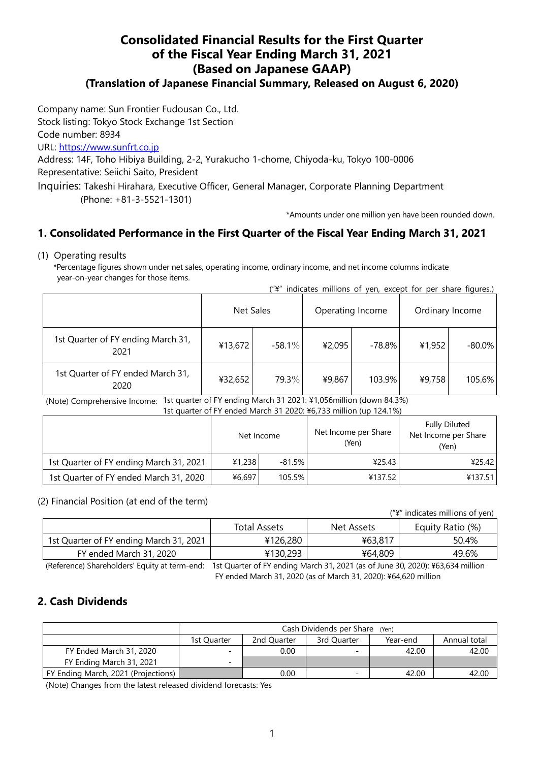# Consolidated Financial Results for the First Quarter of the Fiscal Year Ending March 31, 2021 (Based on Japanese GAAP)

### (Translation of Japanese Financial Summary, Released on August 6, 2020)

Company name: Sun Frontier Fudousan Co., Ltd.
Stock listing: Tokyo Stock Exchange 1st Section
Code number: 8934
URL: https://www.sunfrt.co.jp
Address: 14F, Toho Hibiya Building, 2-2, Yurakucho 1-chome, Chiyoda-ku, Tokyo 100-0006
Representative: Seiichi Saito, President
Inquiries: Takeshi Hirahara, Executive Officer, General Manager, Corporate Planning Department
(Phone: +81-3-5521-1301)

*Amounts under one million yen have been rounded down.

## 1. Consolidated Performance in the First Quarter of the Fiscal Year Ending March 31, 2021

(1) Operating results

*Percentage figures shown under net sales, operating income, ordinary income, and net income columns indicate year-on-year changes for those items.

("¥" indicates millions of yen, except for per share figures.)

| | Net Sales | | Operating Income | | Ordinary Income | |
|---|---|---|---|---|---|---|
| 1st Quarter of FY ending March 31, 2021 | ¥13,672 | -58.1% | ¥2,095 | -78.8% | ¥1,952 | -80.0% |
| 1st Quarter of FY ended March 31, 2020 | ¥32,652 | 79.3% | ¥9,867 | 103.9% | ¥9,758 | 105.6% |

(Note) Comprehensive Income: 1st quarter of FY ending March 31 2021: ¥1,056million (down 84.3%)
1st quarter of FY ended March 31 2020: ¥6,733 million (up 124.1%)

| | Net Income | | Net Income per Share (Yen) | Fully Diluted Net Income per Share (Yen) |
|---|---|---|---|---|
| 1st Quarter of FY ending March 31, 2021 | ¥1,238 | -81.5% | ¥25.43 | ¥25.42 |
| 1st Quarter of FY ended March 31, 2020 | ¥6,697 | 105.5% | ¥137.52 | ¥137.51 |

(2) Financial Position (at end of the term)

("¥" indicates millions of yen)

| | Total Assets | Net Assets | Equity Ratio (%) |
|---|---|---|---|
| 1st Quarter of FY ending March 31, 2021 | ¥126,280 | ¥63,817 | 50.4% |
| FY ended March 31, 2020 | ¥130,293 | ¥64,809 | 49.6% |

(Reference) Shareholders' Equity at term-end: 1st Quarter of FY ending March 31, 2021 (as of June 30, 2020): ¥63,634 million
FY ended March 31, 2020 (as of March 31, 2020): ¥64,620 million

## 2. Cash Dividends

| | Cash Dividends per Share (Yen) | | | | |
|---|---|---|---|---|---|
| | 1st Quarter | 2nd Quarter | 3rd Quarter | Year-end | Annual total |
| FY Ended March 31, 2020 | - | 0.00 | - | 42.00 | 42.00 |
| FY Ending March 31, 2021 | - | | | | |
| FY Ending March, 2021 (Projections) | | 0.00 | - | 42.00 | 42.00 |

(Note) Changes from the latest released dividend forecasts: Yes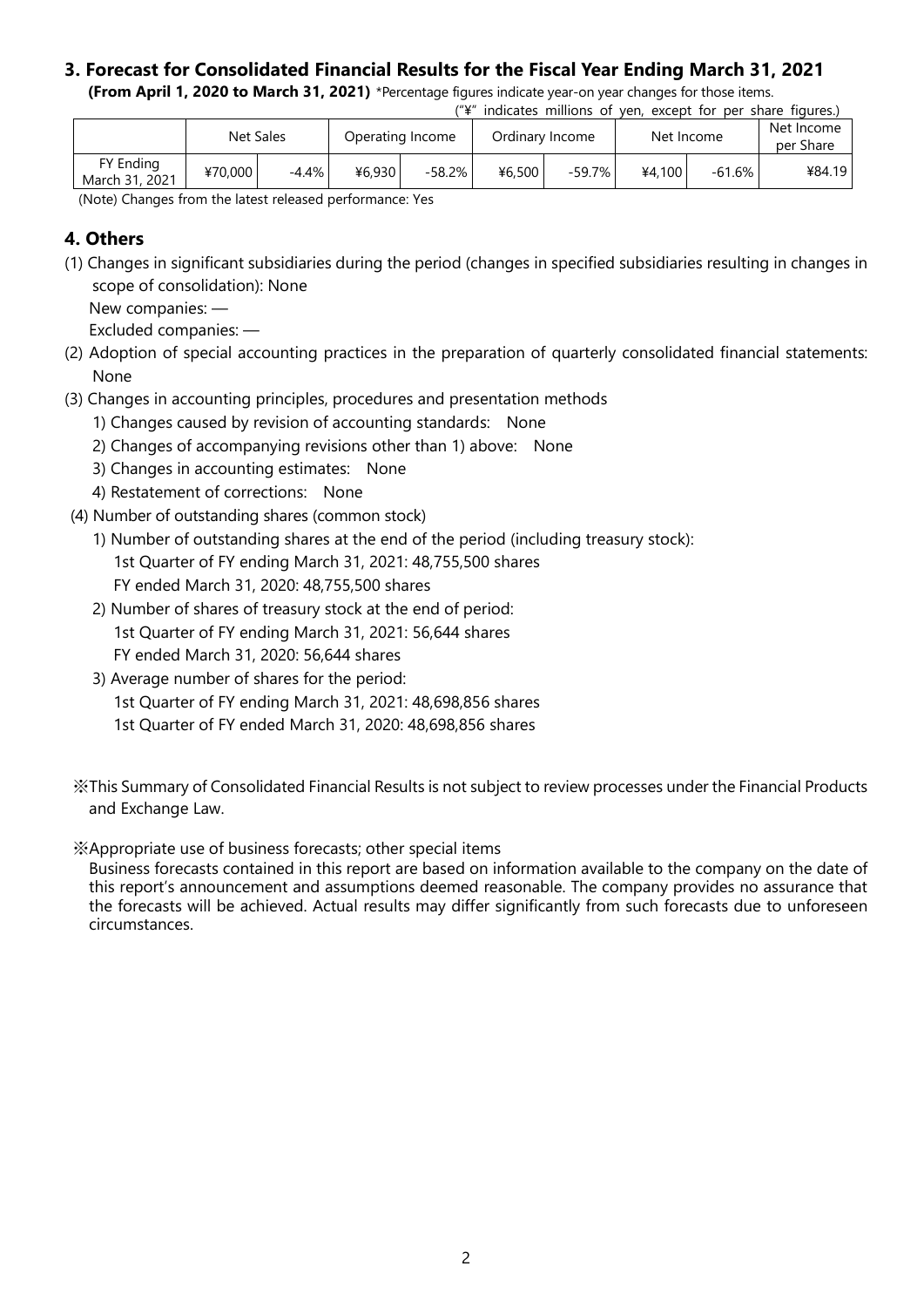## 3. Forecast for Consolidated Financial Results for the Fiscal Year Ending March 31, 2021

**(From April 1, 2020 to March 31, 2021)** *Percentage figures indicate year-on year changes for those items.

("¥" indicates millions of yen, except for per share figures.)

| | Net Sales | | Operating Income | | Ordinary Income | | Net Income | | Net Income per Share |
|---|---|---|---|---|---|---|---|---|---|
| FY Ending March 31, 2021 | ¥70,000 | -4.4% | ¥6,930 | -58.2% | ¥6,500 | -59.7% | ¥4,100 | -61.6% | ¥84.19 |

(Note) Changes from the latest released performance: Yes

## 4. Others

(1) Changes in significant subsidiaries during the period (changes in specified subsidiaries resulting in changes in scope of consolidation): None

New companies: —

Excluded companies: —

(2) Adoption of special accounting practices in the preparation of quarterly consolidated financial statements: None

(3) Changes in accounting principles, procedures and presentation methods

1) Changes caused by revision of accounting standards: None

2) Changes of accompanying revisions other than 1) above: None

3) Changes in accounting estimates: None

4) Restatement of corrections: None

(4) Number of outstanding shares (common stock)

1) Number of outstanding shares at the end of the period (including treasury stock):

1st Quarter of FY ending March 31, 2021: 48,755,500 shares

FY ended March 31, 2020: 48,755,500 shares

2) Number of shares of treasury stock at the end of period:

1st Quarter of FY ending March 31, 2021: 56,644 shares

FY ended March 31, 2020: 56,644 shares

3) Average number of shares for the period:

1st Quarter of FY ending March 31, 2021: 48,698,856 shares

1st Quarter of FY ended March 31, 2020: 48,698,856 shares

※This Summary of Consolidated Financial Results is not subject to review processes under the Financial Products and Exchange Law.

※Appropriate use of business forecasts; other special items

Business forecasts contained in this report are based on information available to the company on the date of this report's announcement and assumptions deemed reasonable. The company provides no assurance that the forecasts will be achieved. Actual results may differ significantly from such forecasts due to unforeseen circumstances.